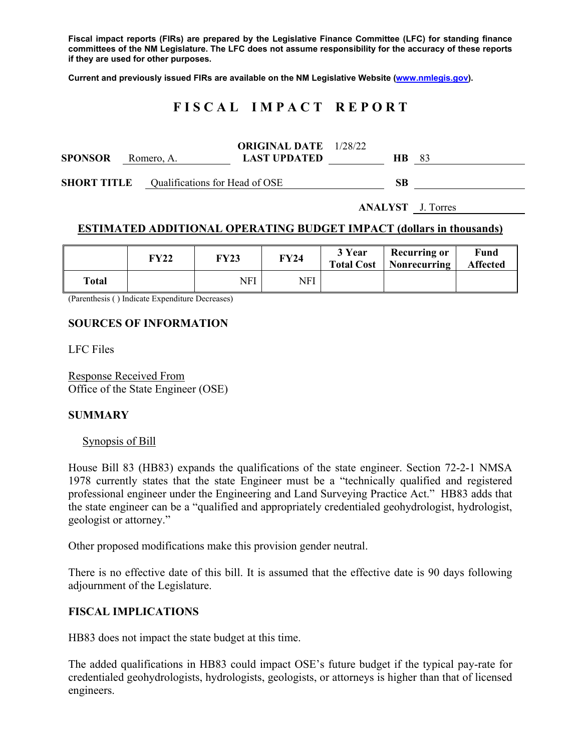**Fiscal impact reports (FIRs) are prepared by the Legislative Finance Committee (LFC) for standing finance committees of the NM Legislature. The LFC does not assume responsibility for the accuracy of these reports if they are used for other purposes.**

**Current and previously issued FIRs are available on the NM Legislative Website (www.nmlegis.gov).**

# FISCAL IMPACT REPORT

**SPONSOR** Romero, A. **ORIGINAL DATE** 1/28/22 **LAST UPDATED** **HB** 83

**SHORT TITLE** Qualifications for Head of OSE **SB**

**ANALYST** J. Torres

## ESTIMATED ADDITIONAL OPERATING BUDGET IMPACT (dollars in thousands)

| | FY22 | FY23 | FY24 | 3 Year Total Cost | Recurring or Nonrecurring | Fund Affected |
|---|---|---|---|---|---|---|
| Total | | NFI | NFI | | | |

(Parenthesis ( ) Indicate Expenditure Decreases)

## SOURCES OF INFORMATION

LFC Files

Response Received From
Office of the State Engineer (OSE)

## SUMMARY

Synopsis of Bill

House Bill 83 (HB83) expands the qualifications of the state engineer. Section 72-2-1 NMSA 1978 currently states that the state Engineer must be a "technically qualified and registered professional engineer under the Engineering and Land Surveying Practice Act." HB83 adds that the state engineer can be a "qualified and appropriately credentialed geohydrologist, hydrologist, geologist or attorney."

Other proposed modifications make this provision gender neutral.

There is no effective date of this bill. It is assumed that the effective date is 90 days following adjournment of the Legislature.

## FISCAL IMPLICATIONS

HB83 does not impact the state budget at this time.

The added qualifications in HB83 could impact OSE's future budget if the typical pay-rate for credentialed geohydrologists, hydrologists, geologists, or attorneys is higher than that of licensed engineers.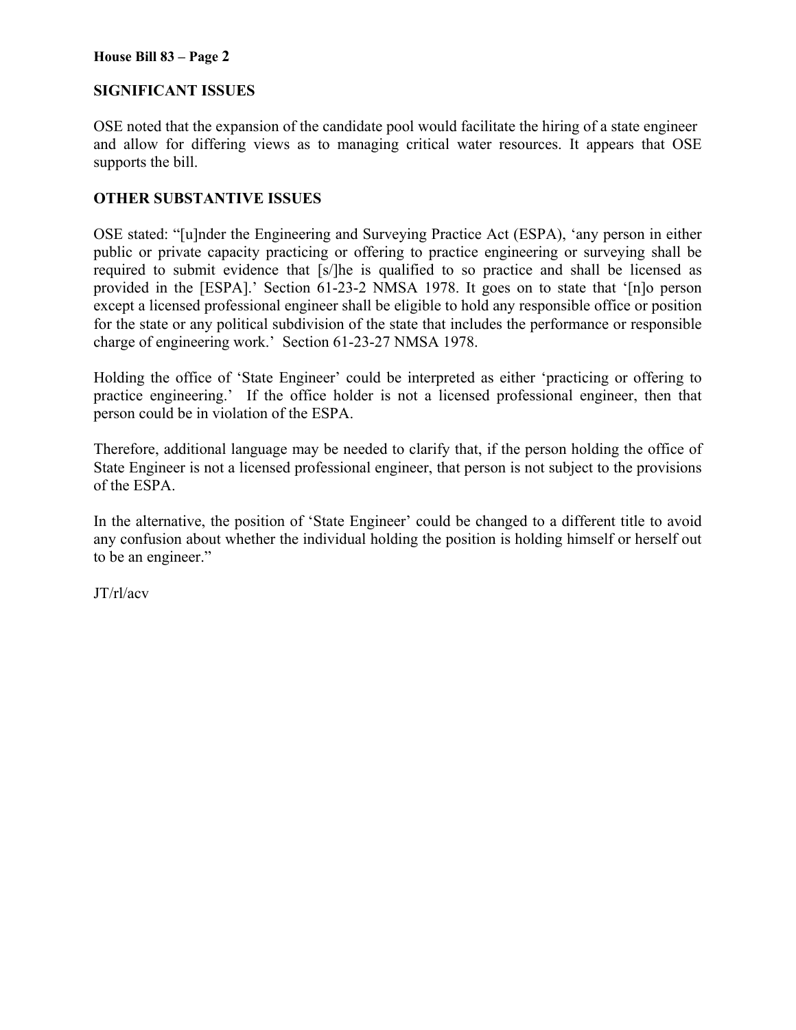## SIGNIFICANT ISSUES

OSE noted that the expansion of the candidate pool would facilitate the hiring of a state engineer and allow for differing views as to managing critical water resources. It appears that OSE supports the bill.

## OTHER SUBSTANTIVE ISSUES

OSE stated: "[u]nder the Engineering and Surveying Practice Act (ESPA), 'any person in either public or private capacity practicing or offering to practice engineering or surveying shall be required to submit evidence that [s/]he is qualified to so practice and shall be licensed as provided in the [ESPA].' Section 61-23-2 NMSA 1978. It goes on to state that '[n]o person except a licensed professional engineer shall be eligible to hold any responsible office or position for the state or any political subdivision of the state that includes the performance or responsible charge of engineering work.' Section 61-23-27 NMSA 1978.

Holding the office of 'State Engineer' could be interpreted as either 'practicing or offering to practice engineering.' If the office holder is not a licensed professional engineer, then that person could be in violation of the ESPA.

Therefore, additional language may be needed to clarify that, if the person holding the office of State Engineer is not a licensed professional engineer, that person is not subject to the provisions of the ESPA.

In the alternative, the position of 'State Engineer' could be changed to a different title to avoid any confusion about whether the individual holding the position is holding himself or herself out to be an engineer."

JT/rl/acv